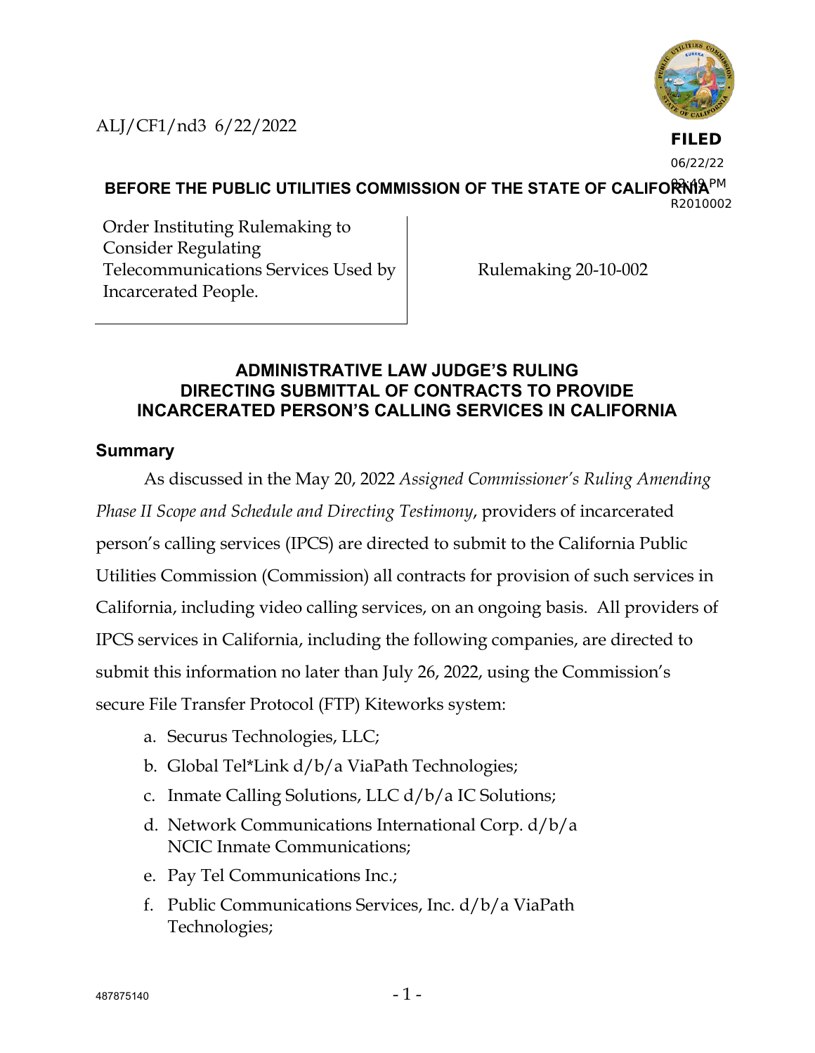ALJ/CF1/nd3 6/22/2022

**FILED**
06/22/22
02:49 PM
R2010002

**BEFORE THE PUBLIC UTILITIES COMMISSION OF THE STATE OF CALIFORNIA**

| Order Instituting Rulemaking to Consider Regulating Telecommunications Services Used by Incarcerated People. | Rulemaking 20-10-002 |
| --- | --- |

## ADMINISTRATIVE LAW JUDGE'S RULING DIRECTING SUBMITTAL OF CONTRACTS TO PROVIDE INCARCERATED PERSON'S CALLING SERVICES IN CALIFORNIA

### Summary

As discussed in the May 20, 2022 *Assigned Commissioner's Ruling Amending Phase II Scope and Schedule and Directing Testimony*, providers of incarcerated person's calling services (IPCS) are directed to submit to the California Public Utilities Commission (Commission) all contracts for provision of such services in California, including video calling services, on an ongoing basis. All providers of IPCS services in California, including the following companies, are directed to submit this information no later than July 26, 2022, using the Commission's secure File Transfer Protocol (FTP) Kiteworks system:

a. Securus Technologies, LLC;
b. Global Tel*Link d/b/a ViaPath Technologies;
c. Inmate Calling Solutions, LLC d/b/a IC Solutions;
d. Network Communications International Corp. d/b/a NCIC Inmate Communications;
e. Pay Tel Communications Inc.;
f. Public Communications Services, Inc. d/b/a ViaPath Technologies;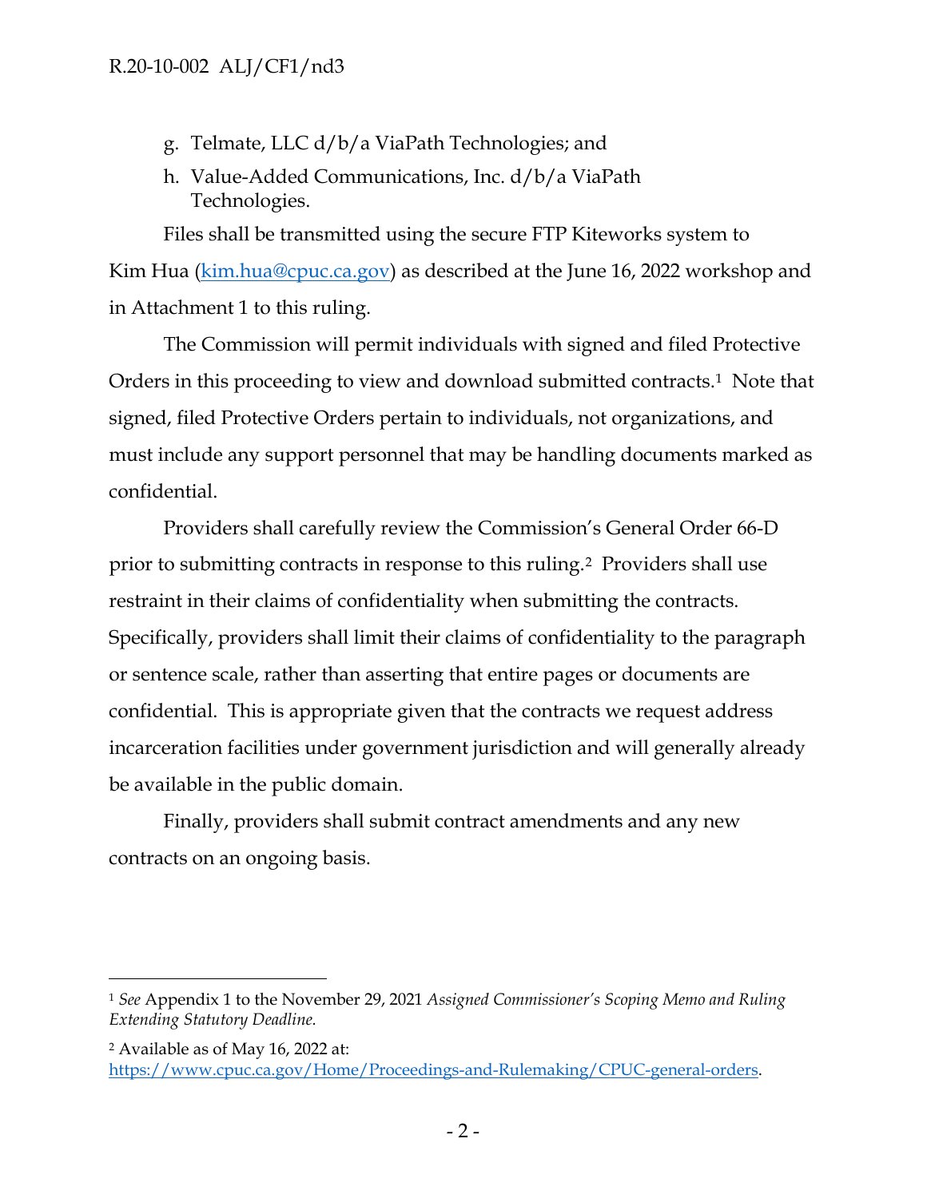g. Telmate, LLC d/b/a ViaPath Technologies; and

h. Value-Added Communications, Inc. d/b/a ViaPath Technologies.

Files shall be transmitted using the secure FTP Kiteworks system to Kim Hua (kim.hua@cpuc.ca.gov) as described at the June 16, 2022 workshop and in Attachment 1 to this ruling.

The Commission will permit individuals with signed and filed Protective Orders in this proceeding to view and download submitted contracts.[1] Note that signed, filed Protective Orders pertain to individuals, not organizations, and must include any support personnel that may be handling documents marked as confidential.

Providers shall carefully review the Commission's General Order 66-D prior to submitting contracts in response to this ruling.[2] Providers shall use restraint in their claims of confidentiality when submitting the contracts. Specifically, providers shall limit their claims of confidentiality to the paragraph or sentence scale, rather than asserting that entire pages or documents are confidential. This is appropriate given that the contracts we request address incarceration facilities under government jurisdiction and will generally already be available in the public domain.

Finally, providers shall submit contract amendments and any new contracts on an ongoing basis.

---

[1] *See* Appendix 1 to the November 29, 2021 *Assigned Commissioner's Scoping Memo and Ruling Extending Statutory Deadline.*

[2] Available as of May 16, 2022 at: https://www.cpuc.ca.gov/Home/Proceedings-and-Rulemaking/CPUC-general-orders.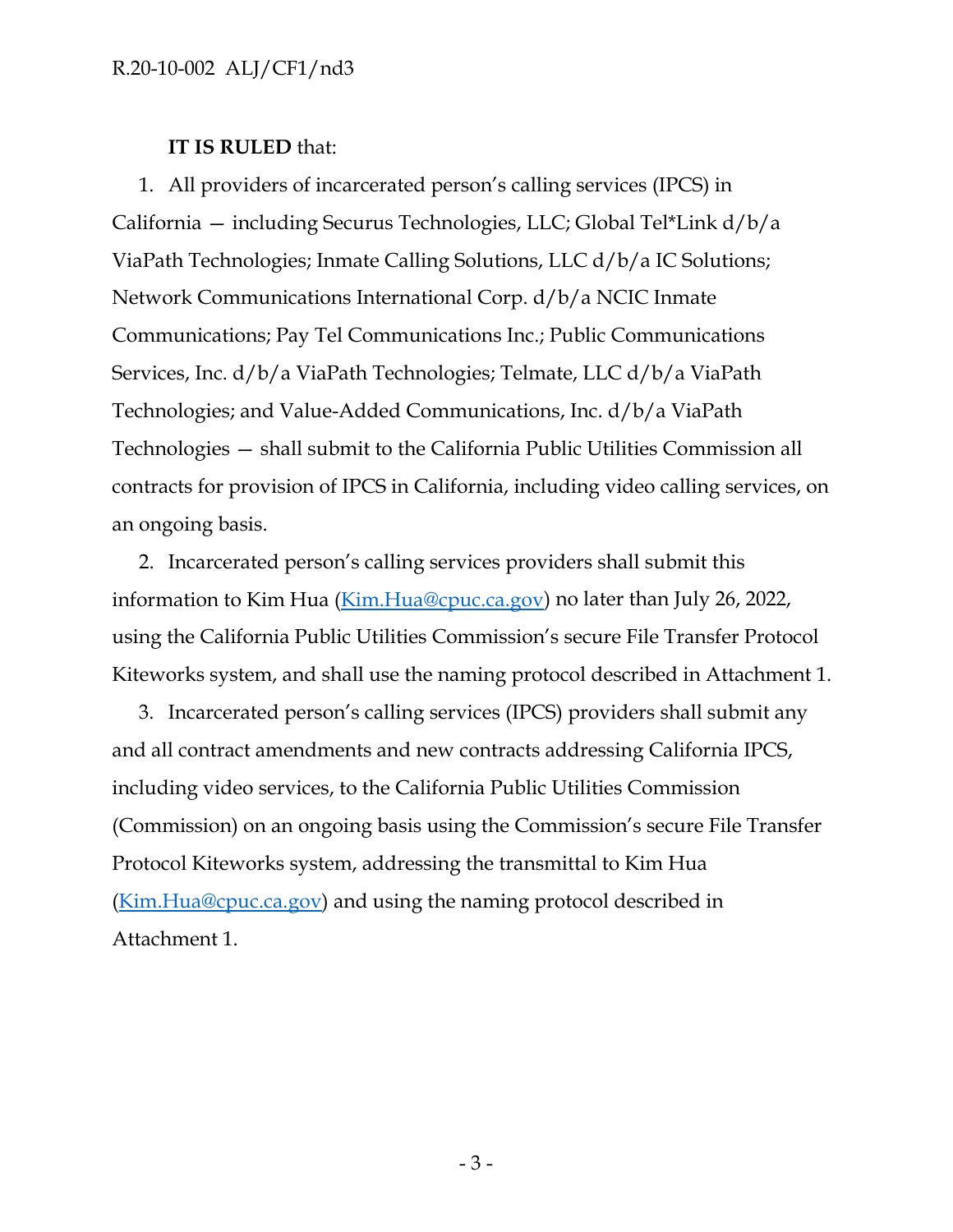**IT IS RULED** that:

1. All providers of incarcerated person's calling services (IPCS) in California — including Securus Technologies, LLC; Global Tel*Link d/b/a ViaPath Technologies; Inmate Calling Solutions, LLC d/b/a IC Solutions; Network Communications International Corp. d/b/a NCIC Inmate Communications; Pay Tel Communications Inc.; Public Communications Services, Inc. d/b/a ViaPath Technologies; Telmate, LLC d/b/a ViaPath Technologies; and Value-Added Communications, Inc. d/b/a ViaPath Technologies — shall submit to the California Public Utilities Commission all contracts for provision of IPCS in California, including video calling services, on an ongoing basis.

2. Incarcerated person's calling services providers shall submit this information to Kim Hua (Kim.Hua@cpuc.ca.gov) no later than July 26, 2022, using the California Public Utilities Commission's secure File Transfer Protocol Kiteworks system, and shall use the naming protocol described in Attachment 1.

3. Incarcerated person's calling services (IPCS) providers shall submit any and all contract amendments and new contracts addressing California IPCS, including video services, to the California Public Utilities Commission (Commission) on an ongoing basis using the Commission's secure File Transfer Protocol Kiteworks system, addressing the transmittal to Kim Hua (Kim.Hua@cpuc.ca.gov) and using the naming protocol described in Attachment 1.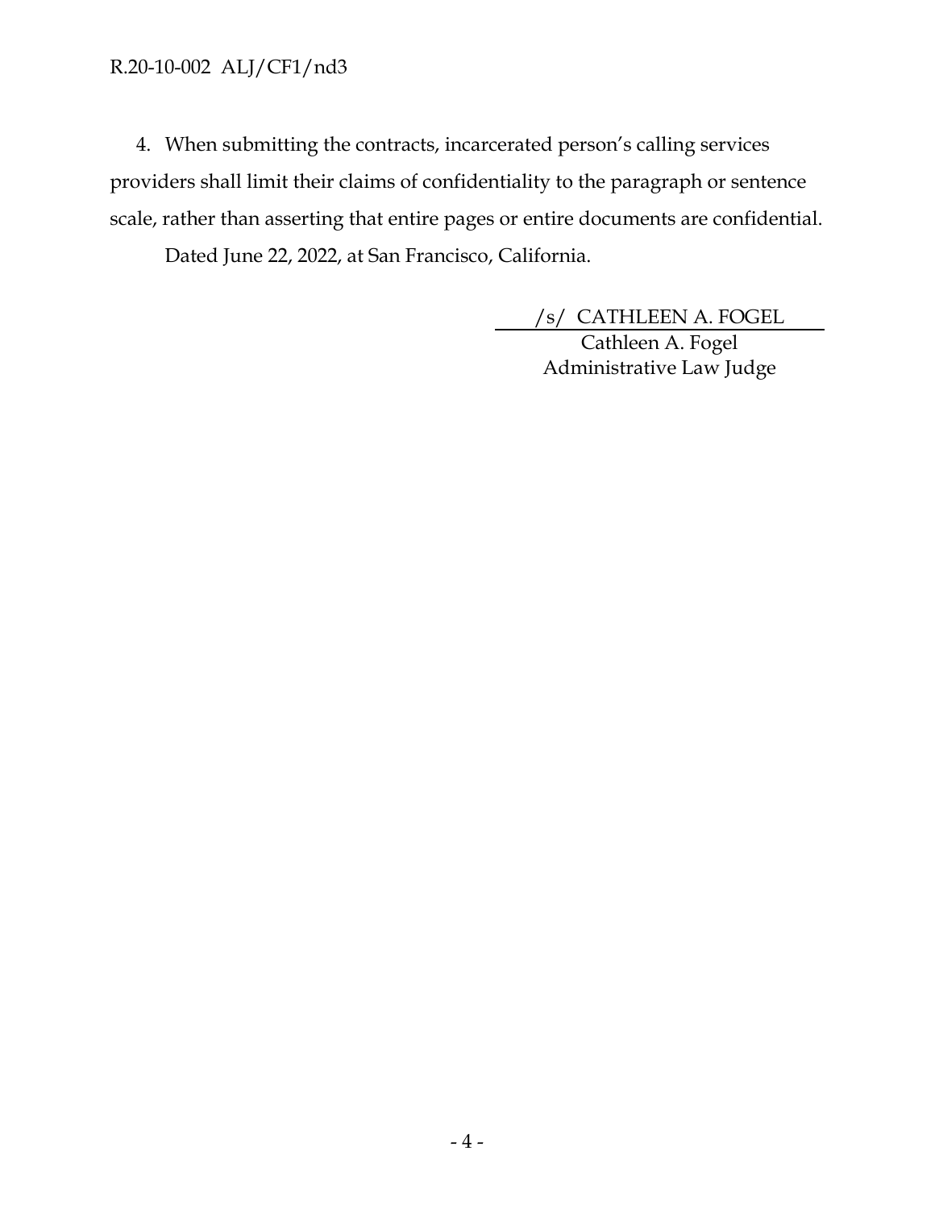4. When submitting the contracts, incarcerated person's calling services providers shall limit their claims of confidentiality to the paragraph or sentence scale, rather than asserting that entire pages or entire documents are confidential.

Dated June 22, 2022, at San Francisco, California.

/s/ CATHLEEN A. FOGEL

Cathleen A. Fogel
Administrative Law Judge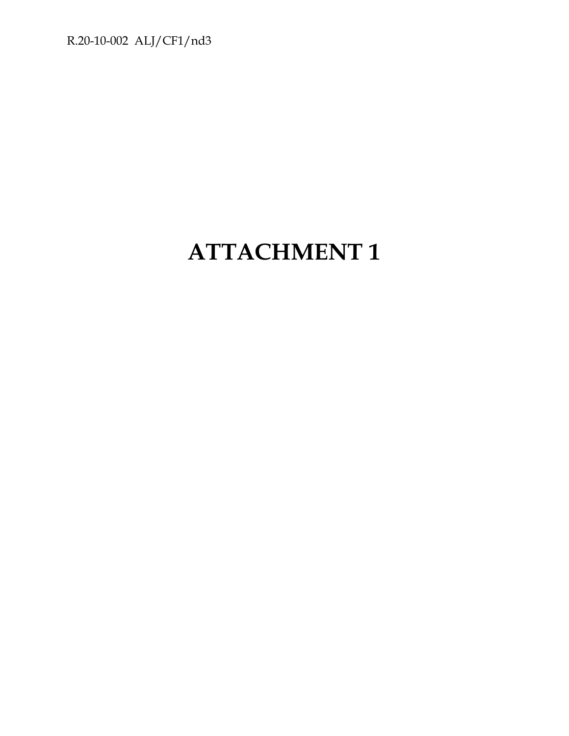# ATTACHMENT 1